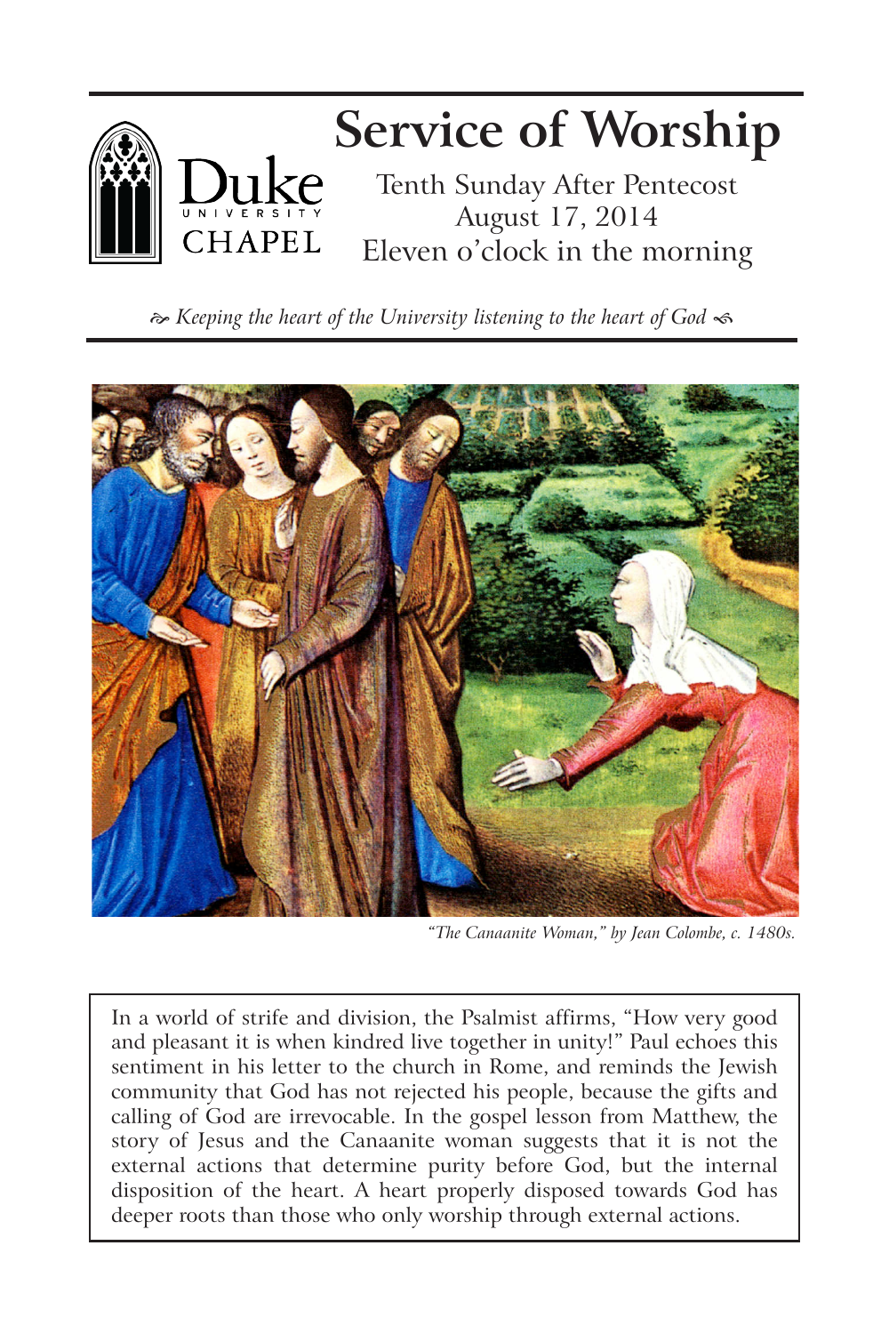Duke University Chapel

# Service of Worship

Tenth Sunday After Pentecost
August 17, 2014
Eleven o'clock in the morning

*Keeping the heart of the University listening to the heart of God*

*"The Canaanite Woman," by Jean Colombe, c. 1480s.*

In a world of strife and division, the Psalmist affirms, "How very good and pleasant it is when kindred live together in unity!" Paul echoes this sentiment in his letter to the church in Rome, and reminds the Jewish community that God has not rejected his people, because the gifts and calling of God are irrevocable. In the gospel lesson from Matthew, the story of Jesus and the Canaanite woman suggests that it is not the external actions that determine purity before God, but the internal disposition of the heart. A heart properly disposed towards God has deeper roots than those who only worship through external actions.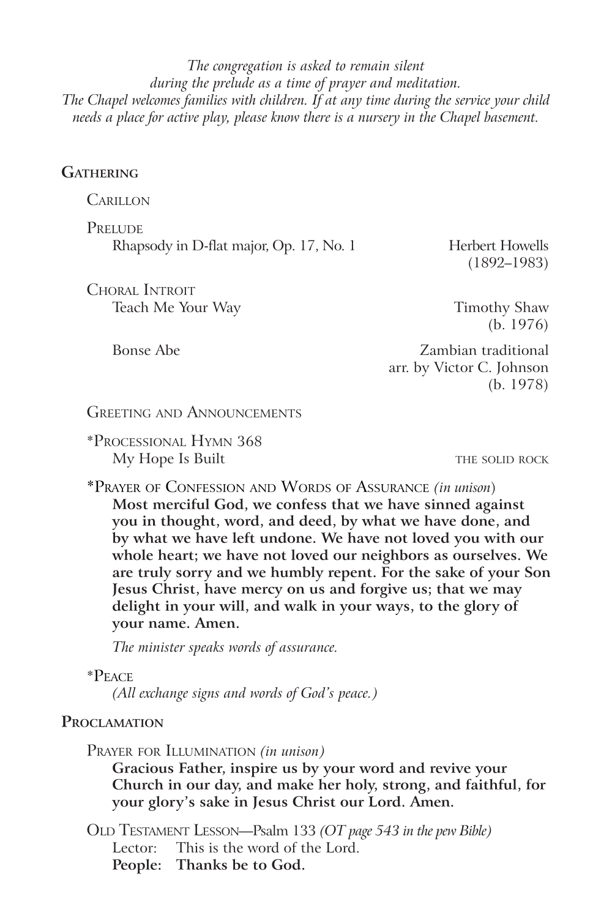*The congregation is asked to remain silent during the prelude as a time of prayer and meditation.*
*The Chapel welcomes families with children. If at any time during the service your child needs a place for active play, please know there is a nursery in the Chapel basement.*

## Gathering

Carillon

Prelude
Rhapsody in D-flat major, Op. 17, No. 1 — Herbert Howells (1892–1983)

Choral Introit
Teach Me Your Way — Timothy Shaw (b. 1976)

Bonse Abe — Zambian traditional, arr. by Victor C. Johnson (b. 1978)

Greeting and Announcements

*Processional Hymn 368
My Hope Is Built — THE SOLID ROCK

*Prayer of Confession and Words of Assurance *(in unison)*
**Most merciful God, we confess that we have sinned against you in thought, word, and deed, by what we have done, and by what we have left undone. We have not loved you with our whole heart; we have not loved our neighbors as ourselves. We are truly sorry and we humbly repent. For the sake of your Son Jesus Christ, have mercy on us and forgive us; that we may delight in your will, and walk in your ways, to the glory of your name. Amen.**

*The minister speaks words of assurance.*

*Peace
*(All exchange signs and words of God's peace.)*

## Proclamation

Prayer for Illumination *(in unison)*
**Gracious Father, inspire us by your word and revive your Church in our day, and make her holy, strong, and faithful, for your glory's sake in Jesus Christ our Lord. Amen.**

Old Testament Lesson—Psalm 133 *(OT page 543 in the pew Bible)*
Lector: This is the word of the Lord.
**People: Thanks be to God.**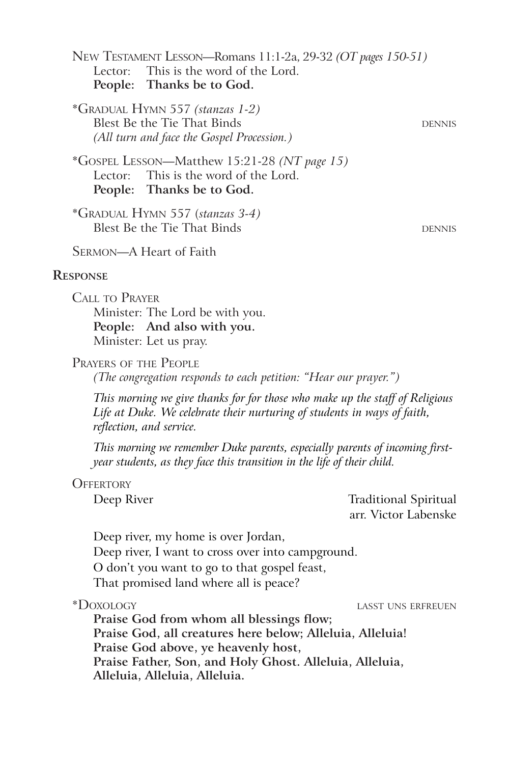New Testament Lesson—Romans 11:1-2a, 29-32 *(OT pages 150-51)*
Lector: This is the word of the Lord.
**People: Thanks be to God.**

*Gradual Hymn 557 *(stanzas 1-2)*
Blest Be the Tie That Binds — DENNIS
*(All turn and face the Gospel Procession.)*

*Gospel Lesson—Matthew 15:21-28 *(NT page 15)*
Lector: This is the word of the Lord.
**People: Thanks be to God.**

*Gradual Hymn 557 (*stanzas 3-4)*
Blest Be the Tie That Binds — DENNIS

Sermon—A Heart of Faith

## Response

Call to Prayer
Minister: The Lord be with you.
**People: And also with you.**
Minister: Let us pray.

Prayers of the People
*(The congregation responds to each petition: "Hear our prayer.")*

*This morning we give thanks for for those who make up the staff of Religious Life at Duke. We celebrate their nurturing of students in ways of faith, reflection, and service.*

*This morning we remember Duke parents, especially parents of incoming first-year students, as they face this transition in the life of their child.*

Offertory
Deep River — Traditional Spiritual
arr. Victor Labenske

Deep river, my home is over Jordan,
Deep river, I want to cross over into campground.
O don't you want to go to that gospel feast,
That promised land where all is peace?

*Doxology — LASST UNS ERFREUEN
**Praise God from whom all blessings flow;**
**Praise God, all creatures here below; Alleluia, Alleluia!**
**Praise God above, ye heavenly host,**
**Praise Father, Son, and Holy Ghost. Alleluia, Alleluia, Alleluia, Alleluia, Alleluia.**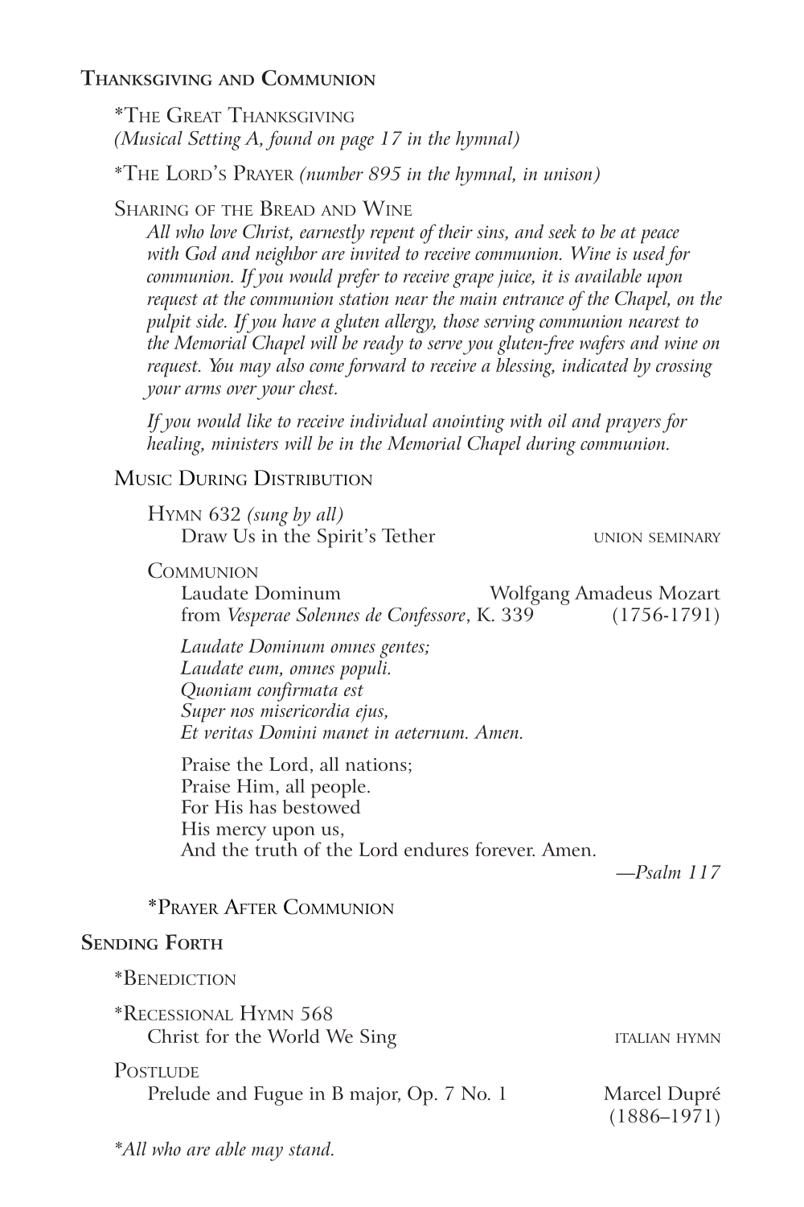## Thanksgiving and Communion

*The Great Thanksgiving
*(Musical Setting A, found on page 17 in the hymnal)*

*The Lord's Prayer *(number 895 in the hymnal, in unison)*

Sharing of the Bread and Wine

*All who love Christ, earnestly repent of their sins, and seek to be at peace with God and neighbor are invited to receive communion. Wine is used for communion. If you would prefer to receive grape juice, it is available upon request at the communion station near the main entrance of the Chapel, on the pulpit side. If you have a gluten allergy, those serving communion nearest to the Memorial Chapel will be ready to serve you gluten-free wafers and wine on request. You may also come forward to receive a blessing, indicated by crossing your arms over your chest.*

*If you would like to receive individual anointing with oil and prayers for healing, ministers will be in the Memorial Chapel during communion.*

Music During Distribution

Hymn 632 *(sung by all)*
Draw Us in the Spirit's Tether — union seminary

Communion
Laudate Dominum — Wolfgang Amadeus Mozart
from *Vesperae Solennes de Confessore*, K. 339 — (1756-1791)

*Laudate Dominum omnes gentes;*
*Laudate eum, omnes populi.*
*Quoniam confirmata est*
*Super nos misericordia ejus,*
*Et veritas Domini manet in aeternum. Amen.*

Praise the Lord, all nations;
Praise Him, all people.
For His has bestowed
His mercy upon us,
And the truth of the Lord endures forever. Amen.

—*Psalm 117*

*Prayer After Communion

## Sending Forth

*Benediction

*Recessional Hymn 568
Christ for the World We Sing — italian hymn

Postlude
Prelude and Fugue in B major, Op. 7 No. 1 — Marcel Dupré (1886–1971)

*\*All who are able may stand.*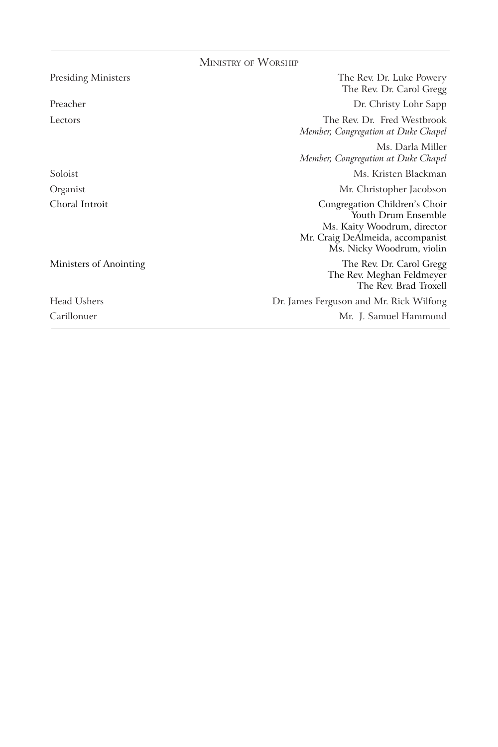## Ministry of Worship

| | |
|---|---|
| Presiding Ministers | The Rev. Dr. Luke Powery<br>The Rev. Dr. Carol Gregg |
| Preacher | Dr. Christy Lohr Sapp |
| Lectors | The Rev. Dr. Fred Westbrook<br>*Member, Congregation at Duke Chapel* |
| | Ms. Darla Miller<br>*Member, Congregation at Duke Chapel* |
| Soloist | Ms. Kristen Blackman |
| Organist | Mr. Christopher Jacobson |
| Choral Introit | Congregation Children's Choir<br>Youth Drum Ensemble<br>Ms. Kaity Woodrum, director<br>Mr. Craig DeAlmeida, accompanist<br>Ms. Nicky Woodrum, violin |
| Ministers of Anointing | The Rev. Dr. Carol Gregg<br>The Rev. Meghan Feldmeyer<br>The Rev. Brad Troxell |
| Head Ushers | Dr. James Ferguson and Mr. Rick Wilfong |
| Carillonuer | Mr. J. Samuel Hammond |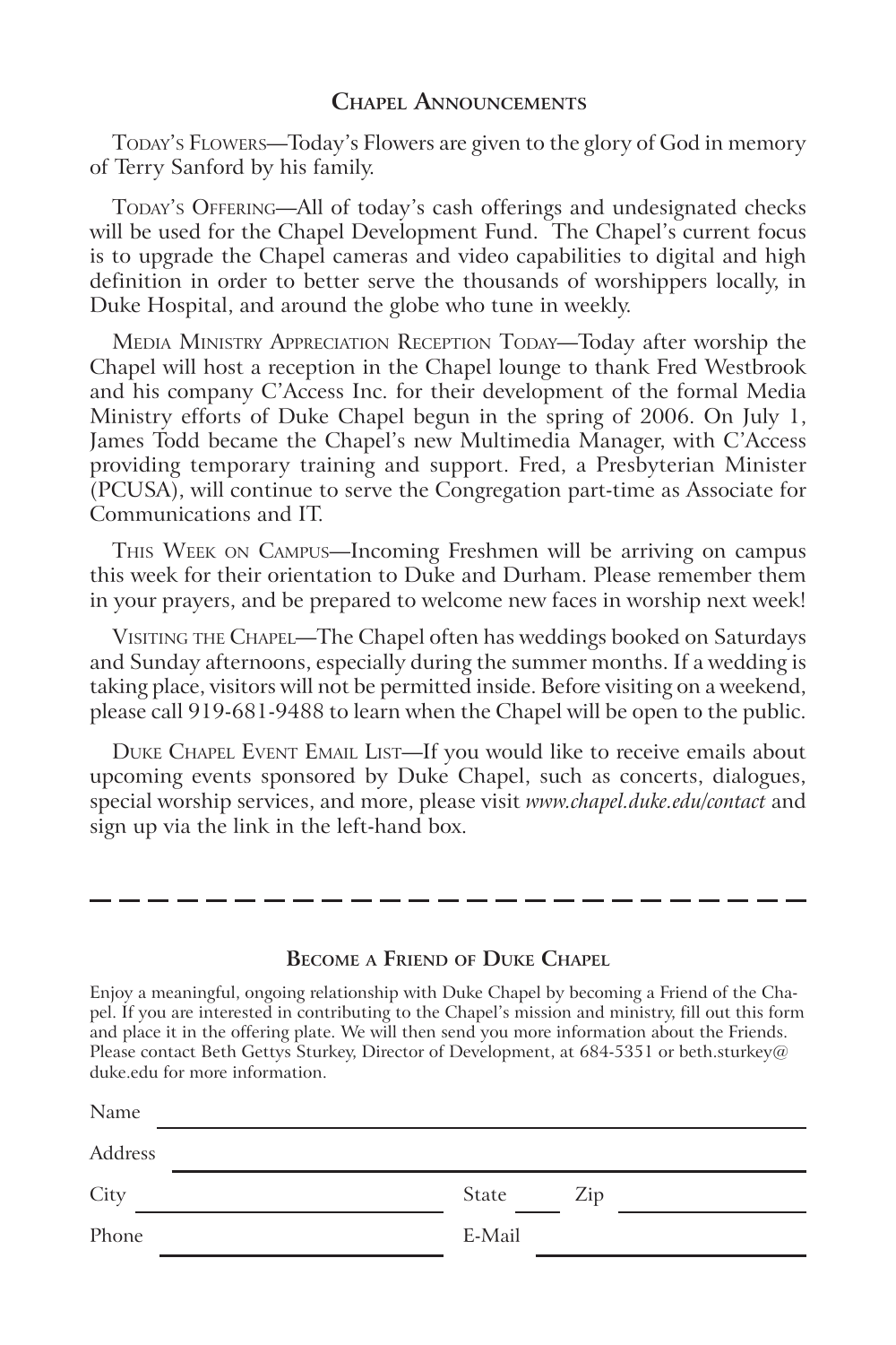## Chapel Announcements

Today's Flowers—Today's Flowers are given to the glory of God in memory of Terry Sanford by his family.

Today's Offering—All of today's cash offerings and undesignated checks will be used for the Chapel Development Fund. The Chapel's current focus is to upgrade the Chapel cameras and video capabilities to digital and high definition in order to better serve the thousands of worshippers locally, in Duke Hospital, and around the globe who tune in weekly.

Media Ministry Appreciation Reception Today—Today after worship the Chapel will host a reception in the Chapel lounge to thank Fred Westbrook and his company C'Access Inc. for their development of the formal Media Ministry efforts of Duke Chapel begun in the spring of 2006. On July 1, James Todd became the Chapel's new Multimedia Manager, with C'Access providing temporary training and support. Fred, a Presbyterian Minister (PCUSA), will continue to serve the Congregation part-time as Associate for Communications and IT.

This Week on Campus—Incoming Freshmen will be arriving on campus this week for their orientation to Duke and Durham. Please remember them in your prayers, and be prepared to welcome new faces in worship next week!

Visiting the Chapel—The Chapel often has weddings booked on Saturdays and Sunday afternoons, especially during the summer months. If a wedding is taking place, visitors will not be permitted inside. Before visiting on a weekend, please call 919-681-9488 to learn when the Chapel will be open to the public.

Duke Chapel Event Email List—If you would like to receive emails about upcoming events sponsored by Duke Chapel, such as concerts, dialogues, special worship services, and more, please visit *www.chapel.duke.edu/contact* and sign up via the link in the left-hand box.

---

### Become a Friend of Duke Chapel

Enjoy a meaningful, ongoing relationship with Duke Chapel by becoming a Friend of the Chapel. If you are interested in contributing to the Chapel's mission and ministry, fill out this form and place it in the offering plate. We will then send you more information about the Friends. Please contact Beth Gettys Sturkey, Director of Development, at 684-5351 or beth.sturkey@duke.edu for more information.

Name \_\_\_\_\_\_\_\_\_\_\_\_\_\_\_\_\_\_\_\_\_\_\_\_\_\_\_\_\_\_\_\_\_\_\_\_\_\_\_\_

Address \_\_\_\_\_\_\_\_\_\_\_\_\_\_\_\_\_\_\_\_\_\_\_\_\_\_\_\_\_\_\_\_\_\_\_\_\_\_\_\_

City \_\_\_\_\_\_\_\_\_\_\_\_\_\_\_\_\_\_ State \_\_\_\_ Zip \_\_\_\_\_\_\_\_\_\_

Phone \_\_\_\_\_\_\_\_\_\_\_\_\_\_\_\_\_\_ E-Mail \_\_\_\_\_\_\_\_\_\_\_\_\_\_\_\_\_\_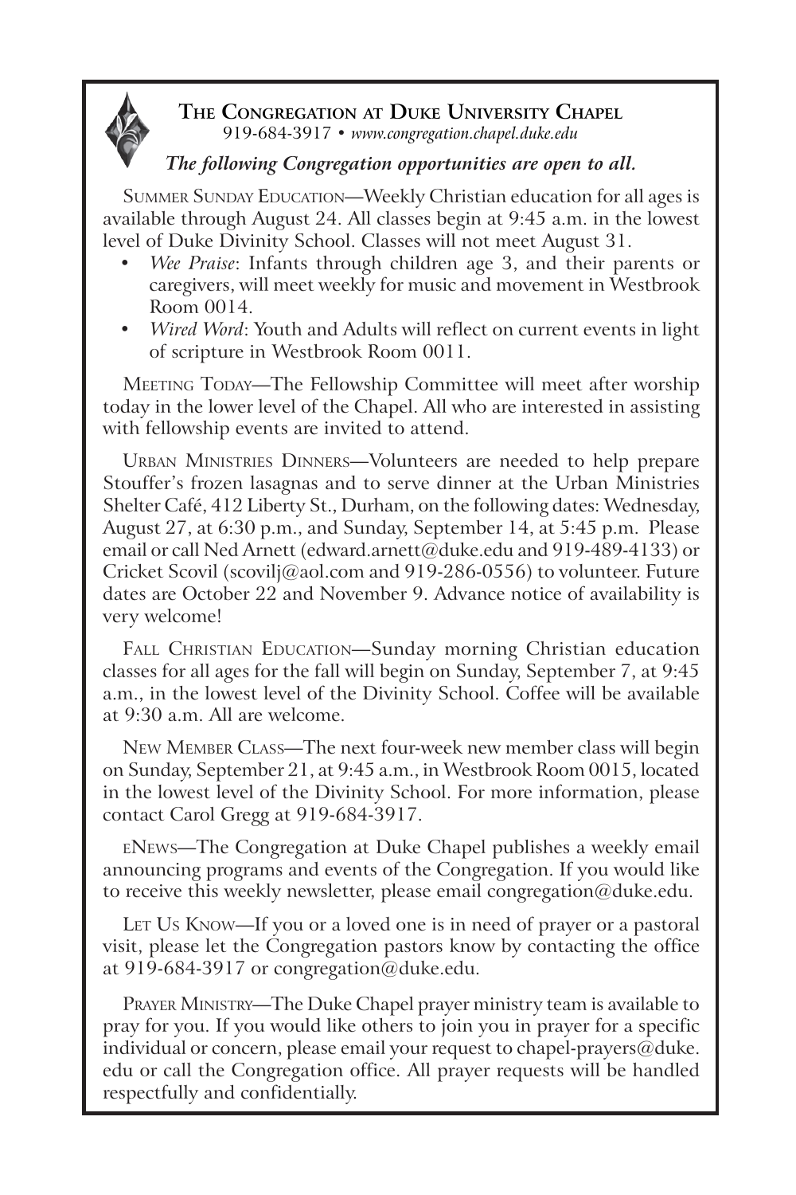## The Congregation at Duke University Chapel

919-684-3917 • *www.congregation.chapel.duke.edu*

***The following Congregation opportunities are open to all.***

Summer Sunday Education—Weekly Christian education for all ages is available through August 24. All classes begin at 9:45 a.m. in the lowest level of Duke Divinity School. Classes will not meet August 31.

- *Wee Praise*: Infants through children age 3, and their parents or caregivers, will meet weekly for music and movement in Westbrook Room 0014.
- *Wired Word*: Youth and Adults will reflect on current events in light of scripture in Westbrook Room 0011.

Meeting Today—The Fellowship Committee will meet after worship today in the lower level of the Chapel. All who are interested in assisting with fellowship events are invited to attend.

Urban Ministries Dinners—Volunteers are needed to help prepare Stouffer's frozen lasagnas and to serve dinner at the Urban Ministries Shelter Café, 412 Liberty St., Durham, on the following dates: Wednesday, August 27, at 6:30 p.m., and Sunday, September 14, at 5:45 p.m. Please email or call Ned Arnett (edward.arnett@duke.edu and 919-489-4133) or Cricket Scovil (scovilj@aol.com and 919-286-0556) to volunteer. Future dates are October 22 and November 9. Advance notice of availability is very welcome!

Fall Christian Education—Sunday morning Christian education classes for all ages for the fall will begin on Sunday, September 7, at 9:45 a.m., in the lowest level of the Divinity School. Coffee will be available at 9:30 a.m. All are welcome.

New Member Class—The next four-week new member class will begin on Sunday, September 21, at 9:45 a.m., in Westbrook Room 0015, located in the lowest level of the Divinity School. For more information, please contact Carol Gregg at 919-684-3917.

eNews—The Congregation at Duke Chapel publishes a weekly email announcing programs and events of the Congregation. If you would like to receive this weekly newsletter, please email congregation@duke.edu.

Let Us Know—If you or a loved one is in need of prayer or a pastoral visit, please let the Congregation pastors know by contacting the office at 919-684-3917 or congregation@duke.edu.

Prayer Ministry—The Duke Chapel prayer ministry team is available to pray for you. If you would like others to join you in prayer for a specific individual or concern, please email your request to chapel-prayers@duke.edu or call the Congregation office. All prayer requests will be handled respectfully and confidentially.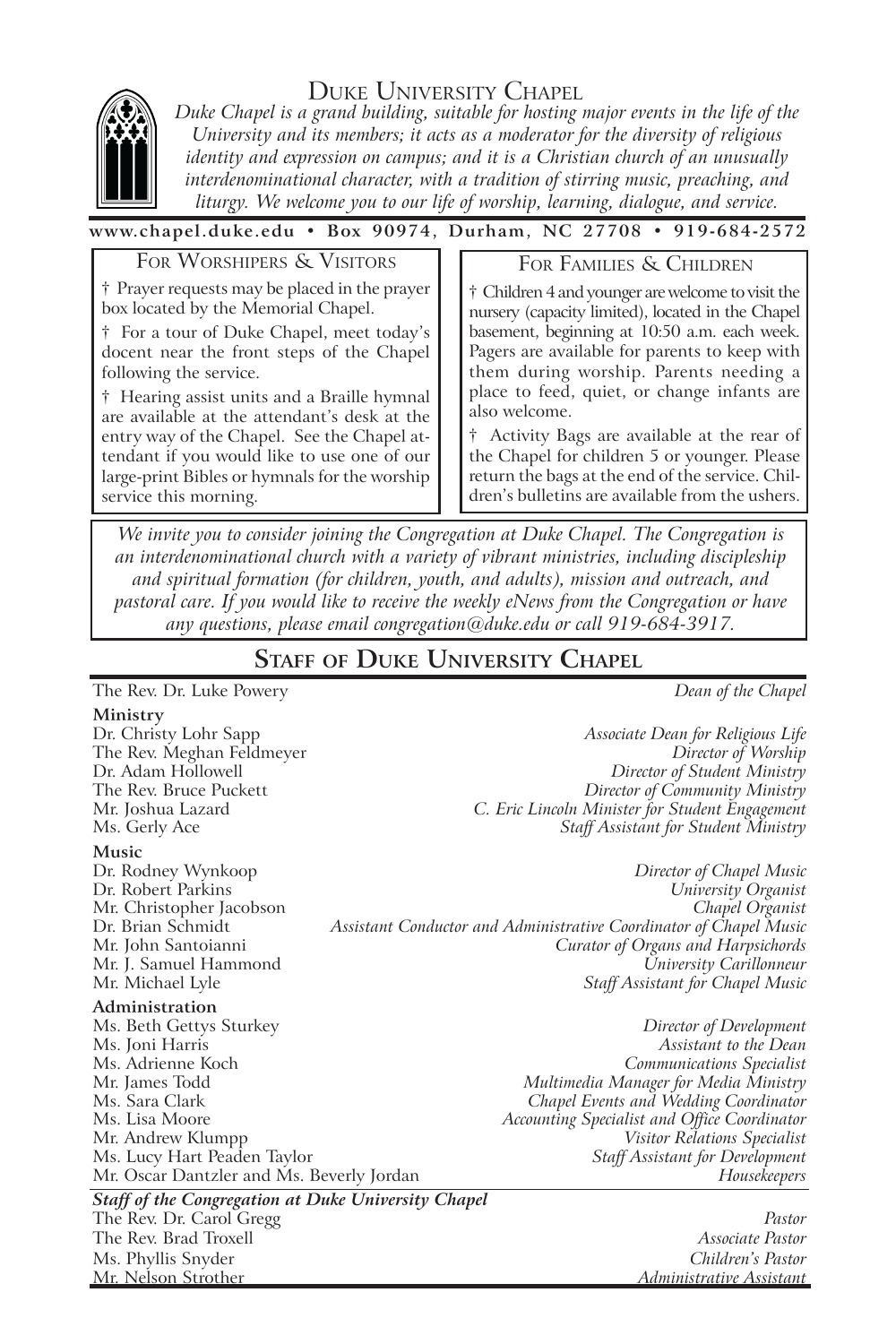# Duke University Chapel

*Duke Chapel is a grand building, suitable for hosting major events in the life of the University and its members; it acts as a moderator for the diversity of religious identity and expression on campus; and it is a Christian church of an unusually interdenominational character, with a tradition of stirring music, preaching, and liturgy. We welcome you to our life of worship, learning, dialogue, and service.*

**www.chapel.duke.edu • Box 90974, Durham, NC 27708 • 919-684-2572**

## For Worshipers & Visitors

† Prayer requests may be placed in the prayer box located by the Memorial Chapel.

† For a tour of Duke Chapel, meet today's docent near the front steps of the Chapel following the service.

† Hearing assist units and a Braille hymnal are available at the attendant's desk at the entry way of the Chapel. See the Chapel attendant if you would like to use one of our large-print Bibles or hymnals for the worship service this morning.

## For Families & Children

† Children 4 and younger are welcome to visit the nursery (capacity limited), located in the Chapel basement, beginning at 10:50 a.m. each week. Pagers are available for parents to keep with them during worship. Parents needing a place to feed, quiet, or change infants are also welcome.

† Activity Bags are available at the rear of the Chapel for children 5 or younger. Please return the bags at the end of the service. Children's bulletins are available from the ushers.

*We invite you to consider joining the Congregation at Duke Chapel. The Congregation is an interdenominational church with a variety of vibrant ministries, including discipleship and spiritual formation (for children, youth, and adults), mission and outreach, and pastoral care. If you would like to receive the weekly eNews from the Congregation or have any questions, please email congregation@duke.edu or call 919-684-3917.*

## Staff of Duke University Chapel

The Rev. Dr. Luke Powery — *Dean of the Chapel*

**Ministry**

Dr. Christy Lohr Sapp — *Associate Dean for Religious Life*
The Rev. Meghan Feldmeyer — *Director of Worship*
Dr. Adam Hollowell — *Director of Student Ministry*
The Rev. Bruce Puckett — *Director of Community Ministry*
Mr. Joshua Lazard — *C. Eric Lincoln Minister for Student Engagement*
Ms. Gerly Ace — *Staff Assistant for Student Ministry*

**Music**

Dr. Rodney Wynkoop — *Director of Chapel Music*
Dr. Robert Parkins — *University Organist*
Mr. Christopher Jacobson — *Chapel Organist*
Dr. Brian Schmidt — *Assistant Conductor and Administrative Coordinator of Chapel Music*
Mr. John Santoianni — *Curator of Organs and Harpsichords*
Mr. J. Samuel Hammond — *University Carillonneur*
Mr. Michael Lyle — *Staff Assistant for Chapel Music*

**Administration**

Ms. Beth Gettys Sturkey — *Director of Development*
Ms. Joni Harris — *Assistant to the Dean*
Ms. Adrienne Koch — *Communications Specialist*
Mr. James Todd — *Multimedia Manager for Media Ministry*
Ms. Sara Clark — *Chapel Events and Wedding Coordinator*
Ms. Lisa Moore — *Accounting Specialist and Office Coordinator*
Mr. Andrew Klumpp — *Visitor Relations Specialist*
Ms. Lucy Hart Peaden Taylor — *Staff Assistant for Development*
Mr. Oscar Dantzler and Ms. Beverly Jordan — *Housekeepers*

***Staff of the Congregation at Duke University Chapel***

The Rev. Dr. Carol Gregg — *Pastor*
The Rev. Brad Troxell — *Associate Pastor*
Ms. Phyllis Snyder — *Children's Pastor*
Mr. Nelson Strother — *Administrative Assistant*